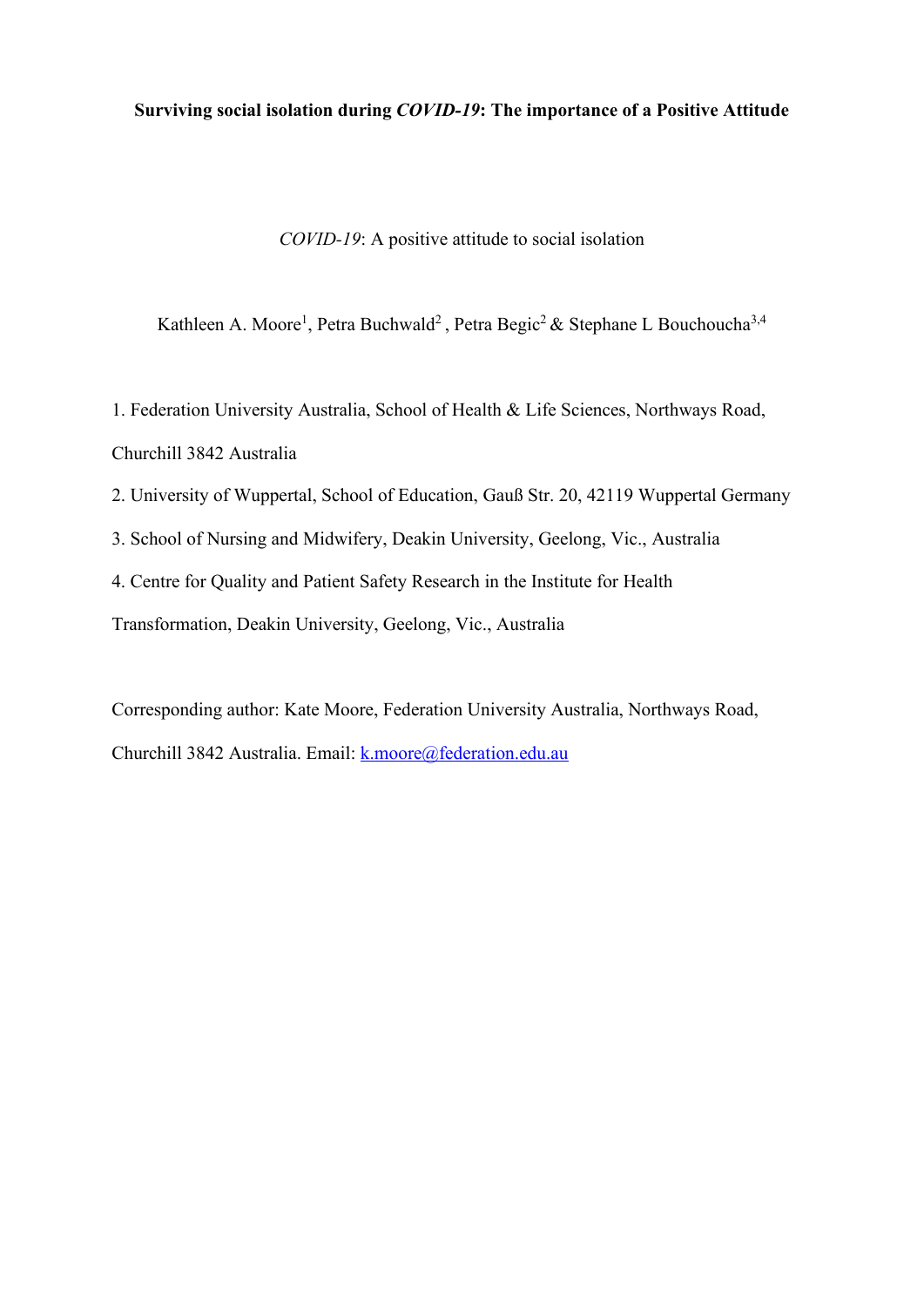**Surviving social isolation during *COVID-19*: The importance of a Positive Attitude**

*COVID-19*: A positive attitude to social isolation

Kathleen A. Moore[1], Petra Buchwald[2], Petra Begic[2] & Stephane L Bouchoucha[3,4]

1. Federation University Australia, School of Health & Life Sciences, Northways Road, Churchill 3842 Australia
2. University of Wuppertal, School of Education, Gauß Str. 20, 42119 Wuppertal Germany
3. School of Nursing and Midwifery, Deakin University, Geelong, Vic., Australia
4. Centre for Quality and Patient Safety Research in the Institute for Health Transformation, Deakin University, Geelong, Vic., Australia

Corresponding author: Kate Moore, Federation University Australia, Northways Road, Churchill 3842 Australia. Email: k.moore@federation.edu.au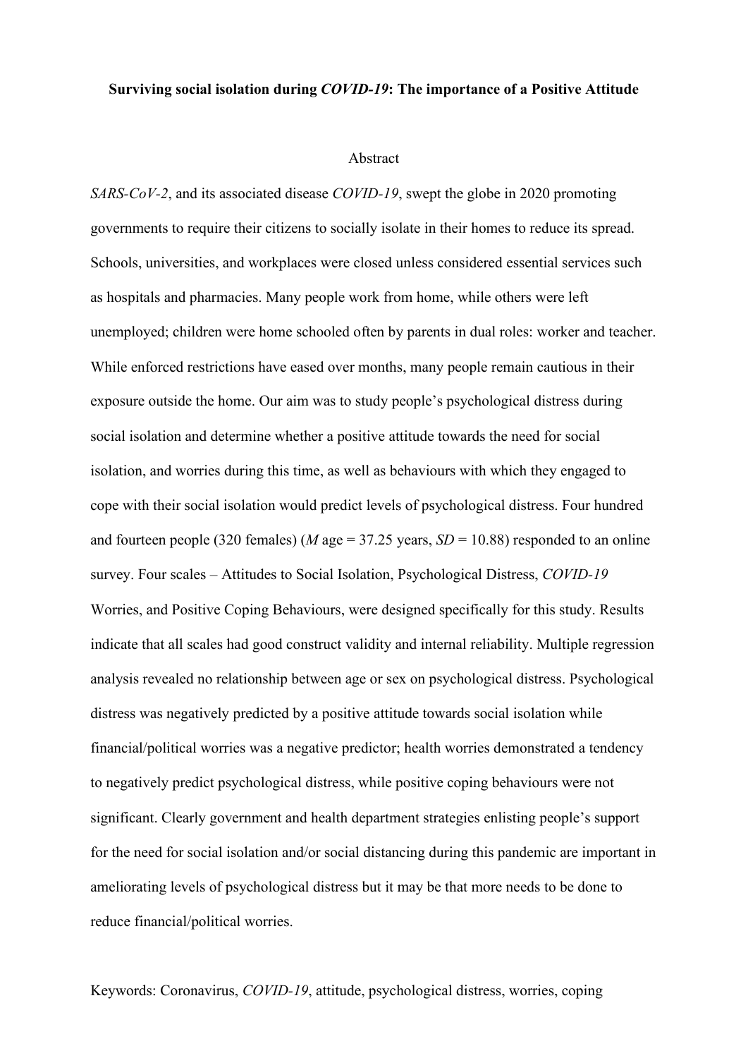**Surviving social isolation during *COVID-19*: The importance of a Positive Attitude**

Abstract

*SARS-CoV-2*, and its associated disease *COVID-19*, swept the globe in 2020 promoting governments to require their citizens to socially isolate in their homes to reduce its spread. Schools, universities, and workplaces were closed unless considered essential services such as hospitals and pharmacies. Many people work from home, while others were left unemployed; children were home schooled often by parents in dual roles: worker and teacher. While enforced restrictions have eased over months, many people remain cautious in their exposure outside the home. Our aim was to study people's psychological distress during social isolation and determine whether a positive attitude towards the need for social isolation, and worries during this time, as well as behaviours with which they engaged to cope with their social isolation would predict levels of psychological distress. Four hundred and fourteen people (320 females) (*M* age = 37.25 years, *SD* = 10.88) responded to an online survey. Four scales – Attitudes to Social Isolation, Psychological Distress, *COVID-19* Worries, and Positive Coping Behaviours, were designed specifically for this study. Results indicate that all scales had good construct validity and internal reliability. Multiple regression analysis revealed no relationship between age or sex on psychological distress. Psychological distress was negatively predicted by a positive attitude towards social isolation while financial/political worries was a negative predictor; health worries demonstrated a tendency to negatively predict psychological distress, while positive coping behaviours were not significant. Clearly government and health department strategies enlisting people's support for the need for social isolation and/or social distancing during this pandemic are important in ameliorating levels of psychological distress but it may be that more needs to be done to reduce financial/political worries.

Keywords: Coronavirus, *COVID-19*, attitude, psychological distress, worries, coping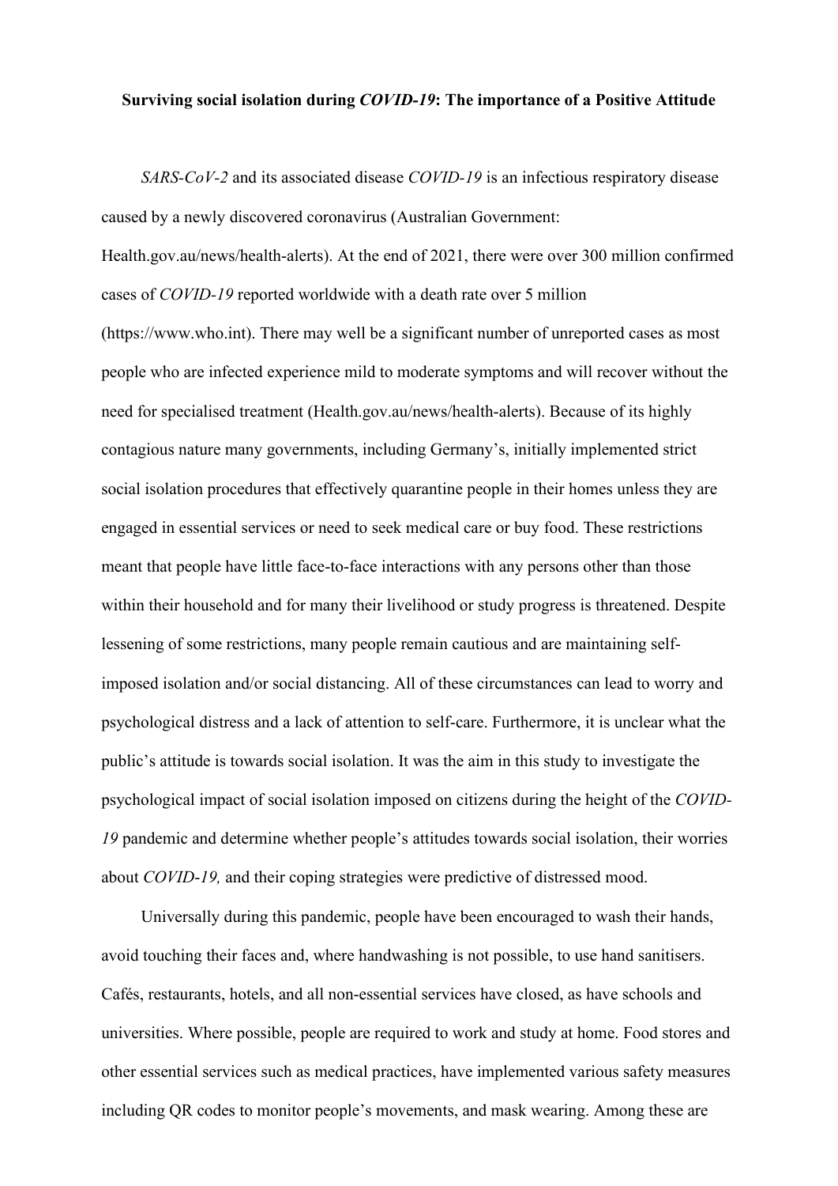**Surviving social isolation during *COVID-19*: The importance of a Positive Attitude**

*SARS-CoV-2* and its associated disease *COVID-19* is an infectious respiratory disease caused by a newly discovered coronavirus (Australian Government: Health.gov.au/news/health-alerts). At the end of 2021, there were over 300 million confirmed cases of *COVID-19* reported worldwide with a death rate over 5 million (https://www.who.int). There may well be a significant number of unreported cases as most people who are infected experience mild to moderate symptoms and will recover without the need for specialised treatment (Health.gov.au/news/health-alerts). Because of its highly contagious nature many governments, including Germany's, initially implemented strict social isolation procedures that effectively quarantine people in their homes unless they are engaged in essential services or need to seek medical care or buy food. These restrictions meant that people have little face-to-face interactions with any persons other than those within their household and for many their livelihood or study progress is threatened. Despite lessening of some restrictions, many people remain cautious and are maintaining self-imposed isolation and/or social distancing. All of these circumstances can lead to worry and psychological distress and a lack of attention to self-care. Furthermore, it is unclear what the public's attitude is towards social isolation. It was the aim in this study to investigate the psychological impact of social isolation imposed on citizens during the height of the *COVID-19* pandemic and determine whether people's attitudes towards social isolation, their worries about *COVID-19,* and their coping strategies were predictive of distressed mood.

Universally during this pandemic, people have been encouraged to wash their hands, avoid touching their faces and, where handwashing is not possible, to use hand sanitisers. Cafés, restaurants, hotels, and all non-essential services have closed, as have schools and universities. Where possible, people are required to work and study at home. Food stores and other essential services such as medical practices, have implemented various safety measures including QR codes to monitor people's movements, and mask wearing. Among these are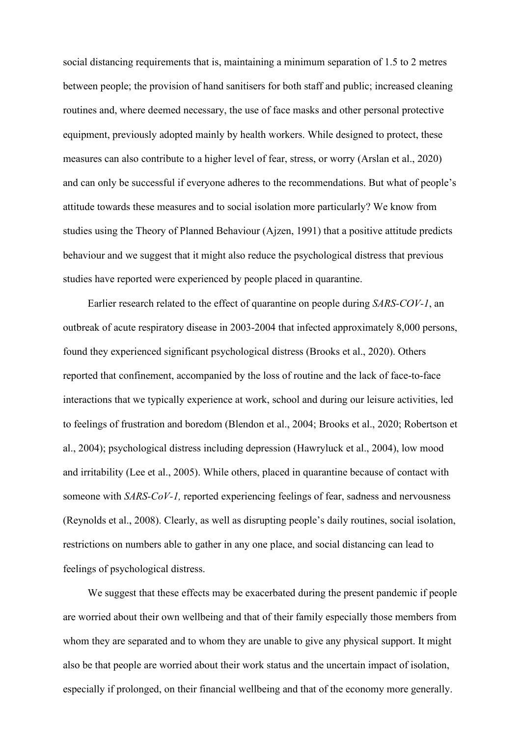social distancing requirements that is, maintaining a minimum separation of 1.5 to 2 metres between people; the provision of hand sanitisers for both staff and public; increased cleaning routines and, where deemed necessary, the use of face masks and other personal protective equipment, previously adopted mainly by health workers. While designed to protect, these measures can also contribute to a higher level of fear, stress, or worry (Arslan et al., 2020) and can only be successful if everyone adheres to the recommendations. But what of people's attitude towards these measures and to social isolation more particularly? We know from studies using the Theory of Planned Behaviour (Ajzen, 1991) that a positive attitude predicts behaviour and we suggest that it might also reduce the psychological distress that previous studies have reported were experienced by people placed in quarantine.

Earlier research related to the effect of quarantine on people during *SARS-COV-1*, an outbreak of acute respiratory disease in 2003-2004 that infected approximately 8,000 persons, found they experienced significant psychological distress (Brooks et al., 2020). Others reported that confinement, accompanied by the loss of routine and the lack of face-to-face interactions that we typically experience at work, school and during our leisure activities, led to feelings of frustration and boredom (Blendon et al., 2004; Brooks et al., 2020; Robertson et al., 2004); psychological distress including depression (Hawryluck et al., 2004), low mood and irritability (Lee et al., 2005). While others, placed in quarantine because of contact with someone with *SARS-CoV-1,* reported experiencing feelings of fear, sadness and nervousness (Reynolds et al., 2008). Clearly, as well as disrupting people's daily routines, social isolation, restrictions on numbers able to gather in any one place, and social distancing can lead to feelings of psychological distress.

We suggest that these effects may be exacerbated during the present pandemic if people are worried about their own wellbeing and that of their family especially those members from whom they are separated and to whom they are unable to give any physical support. It might also be that people are worried about their work status and the uncertain impact of isolation, especially if prolonged, on their financial wellbeing and that of the economy more generally.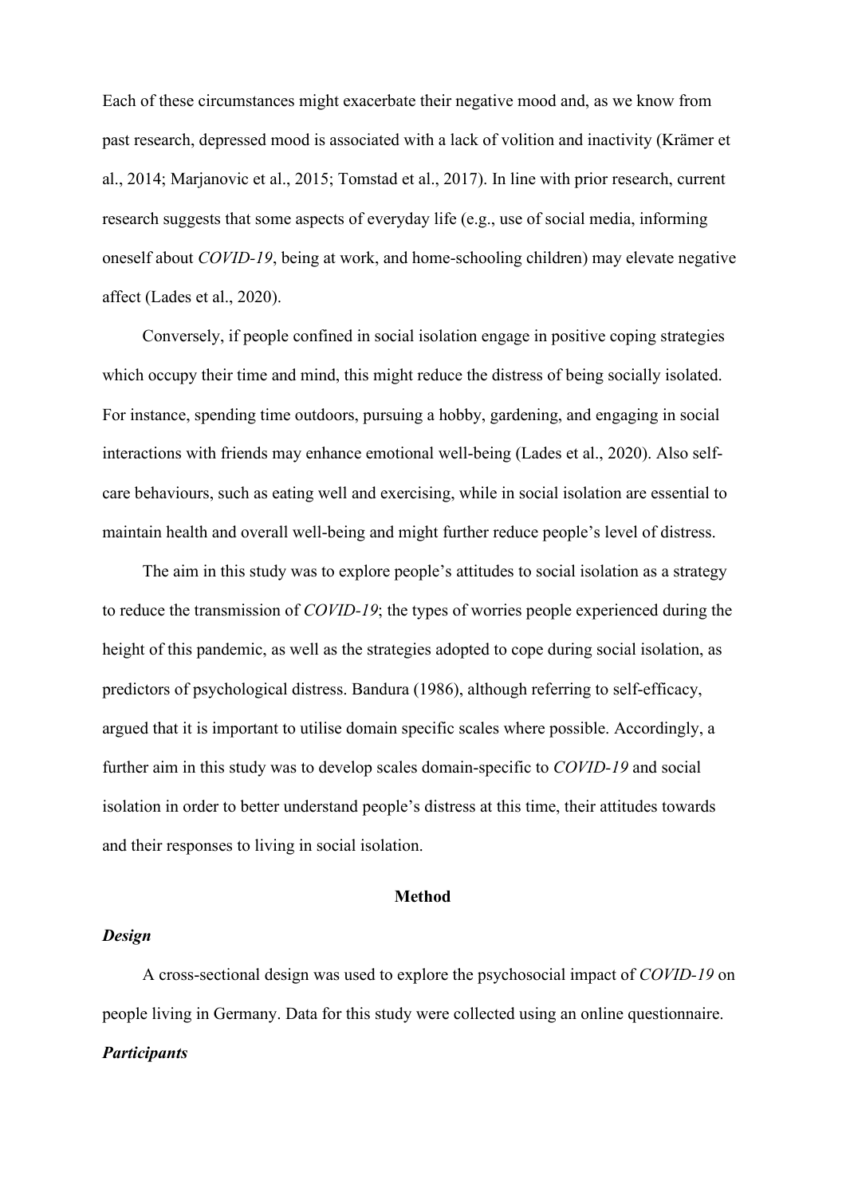Each of these circumstances might exacerbate their negative mood and, as we know from past research, depressed mood is associated with a lack of volition and inactivity (Krämer et al., 2014; Marjanovic et al., 2015; Tomstad et al., 2017). In line with prior research, current research suggests that some aspects of everyday life (e.g., use of social media, informing oneself about *COVID-19*, being at work, and home-schooling children) may elevate negative affect (Lades et al., 2020).

Conversely, if people confined in social isolation engage in positive coping strategies which occupy their time and mind, this might reduce the distress of being socially isolated. For instance, spending time outdoors, pursuing a hobby, gardening, and engaging in social interactions with friends may enhance emotional well-being (Lades et al., 2020). Also self-care behaviours, such as eating well and exercising, while in social isolation are essential to maintain health and overall well-being and might further reduce people's level of distress.

The aim in this study was to explore people's attitudes to social isolation as a strategy to reduce the transmission of *COVID-19*; the types of worries people experienced during the height of this pandemic, as well as the strategies adopted to cope during social isolation, as predictors of psychological distress. Bandura (1986), although referring to self-efficacy, argued that it is important to utilise domain specific scales where possible. Accordingly, a further aim in this study was to develop scales domain-specific to *COVID-19* and social isolation in order to better understand people's distress at this time, their attitudes towards and their responses to living in social isolation.

## Method

### *Design*

A cross-sectional design was used to explore the psychosocial impact of *COVID-19* on people living in Germany. Data for this study were collected using an online questionnaire.

### *Participants*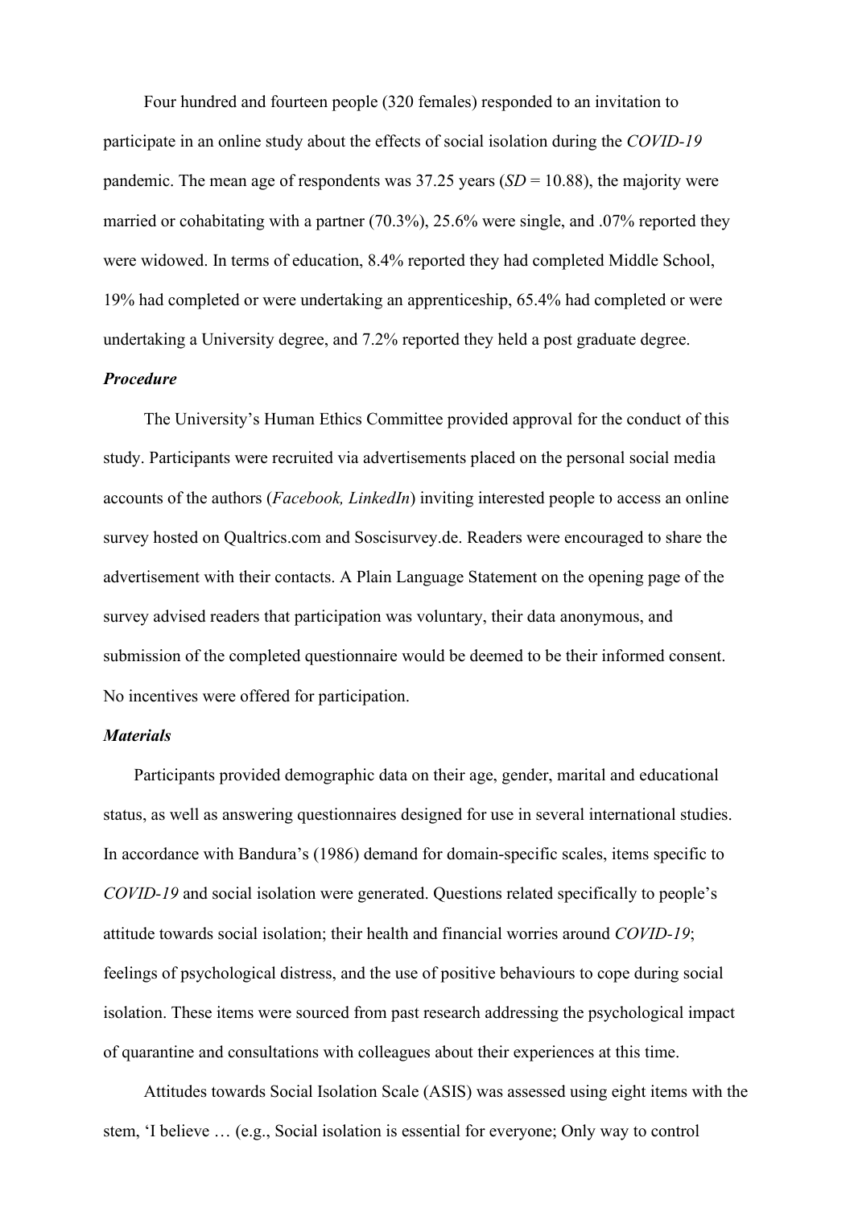Four hundred and fourteen people (320 females) responded to an invitation to participate in an online study about the effects of social isolation during the *COVID-19* pandemic. The mean age of respondents was 37.25 years (*SD* = 10.88), the majority were married or cohabitating with a partner (70.3%), 25.6% were single, and .07% reported they were widowed. In terms of education, 8.4% reported they had completed Middle School, 19% had completed or were undertaking an apprenticeship, 65.4% had completed or were undertaking a University degree, and 7.2% reported they held a post graduate degree.

### *Procedure*

The University's Human Ethics Committee provided approval for the conduct of this study. Participants were recruited via advertisements placed on the personal social media accounts of the authors (*Facebook, LinkedIn*) inviting interested people to access an online survey hosted on Qualtrics.com and Soscisurvey.de. Readers were encouraged to share the advertisement with their contacts. A Plain Language Statement on the opening page of the survey advised readers that participation was voluntary, their data anonymous, and submission of the completed questionnaire would be deemed to be their informed consent. No incentives were offered for participation.

### *Materials*

Participants provided demographic data on their age, gender, marital and educational status, as well as answering questionnaires designed for use in several international studies. In accordance with Bandura's (1986) demand for domain-specific scales, items specific to *COVID-19* and social isolation were generated. Questions related specifically to people's attitude towards social isolation; their health and financial worries around *COVID-19*; feelings of psychological distress, and the use of positive behaviours to cope during social isolation. These items were sourced from past research addressing the psychological impact of quarantine and consultations with colleagues about their experiences at this time.

Attitudes towards Social Isolation Scale (ASIS) was assessed using eight items with the stem, 'I believe … (e.g., Social isolation is essential for everyone; Only way to control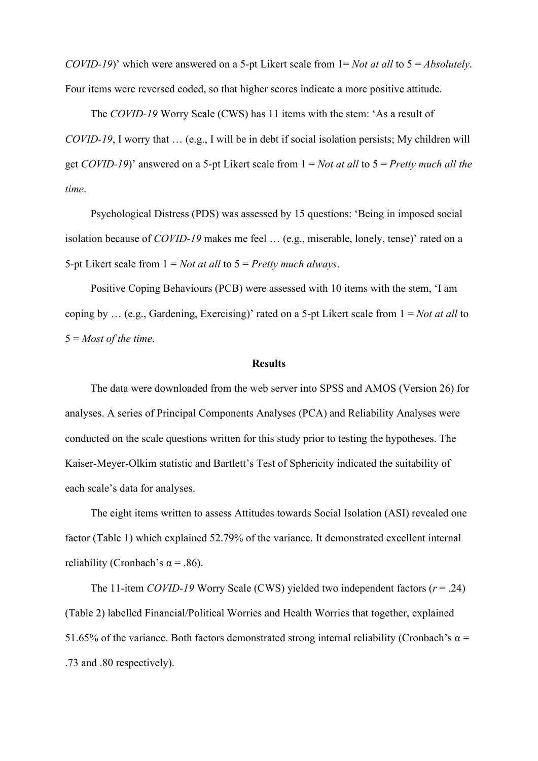*COVID-19*)' which were answered on a 5-pt Likert scale from 1= *Not at all* to 5 = *Absolutely*. Four items were reversed coded, so that higher scores indicate a more positive attitude.

The *COVID-19* Worry Scale (CWS) has 11 items with the stem: 'As a result of *COVID-19*, I worry that … (e.g., I will be in debt if social isolation persists; My children will get *COVID-19*)' answered on a 5-pt Likert scale from 1 = *Not at all* to 5 = *Pretty much all the time*.

Psychological Distress (PDS) was assessed by 15 questions: 'Being in imposed social isolation because of *COVID-19* makes me feel … (e.g., miserable, lonely, tense)' rated on a 5-pt Likert scale from 1 = *Not at all* to 5 = *Pretty much always*.

Positive Coping Behaviours (PCB) were assessed with 10 items with the stem, 'I am coping by … (e.g., Gardening, Exercising)' rated on a 5-pt Likert scale from 1 = *Not at all* to 5 = *Most of the time*.

## Results

The data were downloaded from the web server into SPSS and AMOS (Version 26) for analyses. A series of Principal Components Analyses (PCA) and Reliability Analyses were conducted on the scale questions written for this study prior to testing the hypotheses. The Kaiser-Meyer-Olkim statistic and Bartlett's Test of Sphericity indicated the suitability of each scale's data for analyses.

The eight items written to assess Attitudes towards Social Isolation (ASI) revealed one factor (Table 1) which explained 52.79% of the variance. It demonstrated excellent internal reliability (Cronbach's $\alpha = .86$).

The 11-item *COVID-19* Worry Scale (CWS) yielded two independent factors ($r = .24$) (Table 2) labelled Financial/Political Worries and Health Worries that together, explained 51.65% of the variance. Both factors demonstrated strong internal reliability (Cronbach's $\alpha$ = .73 and .80 respectively).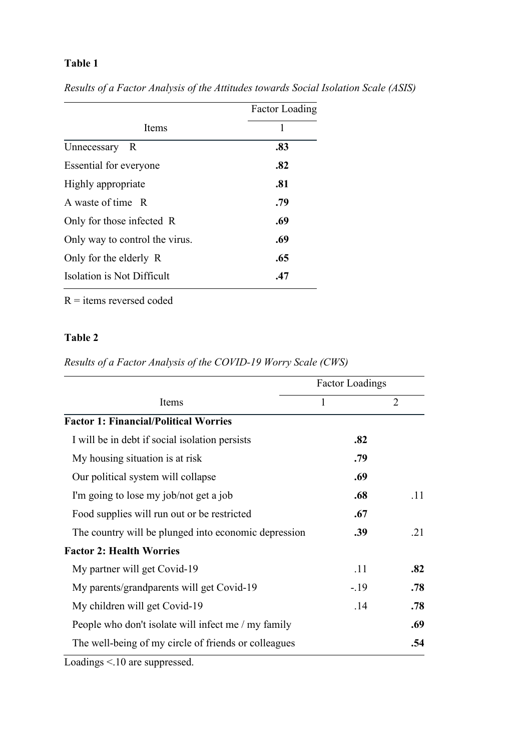**Table 1**

*Results of a Factor Analysis of the Attitudes towards Social Isolation Scale (ASIS)*

| Items | Factor Loading 1 |
|---|---|
| Unnecessary R | **.83** |
| Essential for everyone | **.82** |
| Highly appropriate | **.81** |
| A waste of time R | **.79** |
| Only for those infected R | **.69** |
| Only way to control the virus. | **.69** |
| Only for the elderly R | **.65** |
| Isolation is Not Difficult | **.47** |

R = items reversed coded

**Table 2**

*Results of a Factor Analysis of the COVID-19 Worry Scale (CWS)*

| Items | Factor Loadings | |
|---|---|---|
| | 1 | 2 |
| **Factor 1: Financial/Political Worries** | | |
| I will be in debt if social isolation persists | **.82** | |
| My housing situation is at risk | **.79** | |
| Our political system will collapse | **.69** | |
| I'm going to lose my job/not get a job | **.68** | .11 |
| Food supplies will run out or be restricted | **.67** | |
| The country will be plunged into economic depression | **.39** | .21 |
| **Factor 2: Health Worries** | | |
| My partner will get Covid-19 | .11 | **.82** |
| My parents/grandparents will get Covid-19 | -.19 | **.78** |
| My children will get Covid-19 | .14 | **.78** |
| People who don't isolate will infect me / my family | | **.69** |
| The well-being of my circle of friends or colleagues | | **.54** |

Loadings <.10 are suppressed.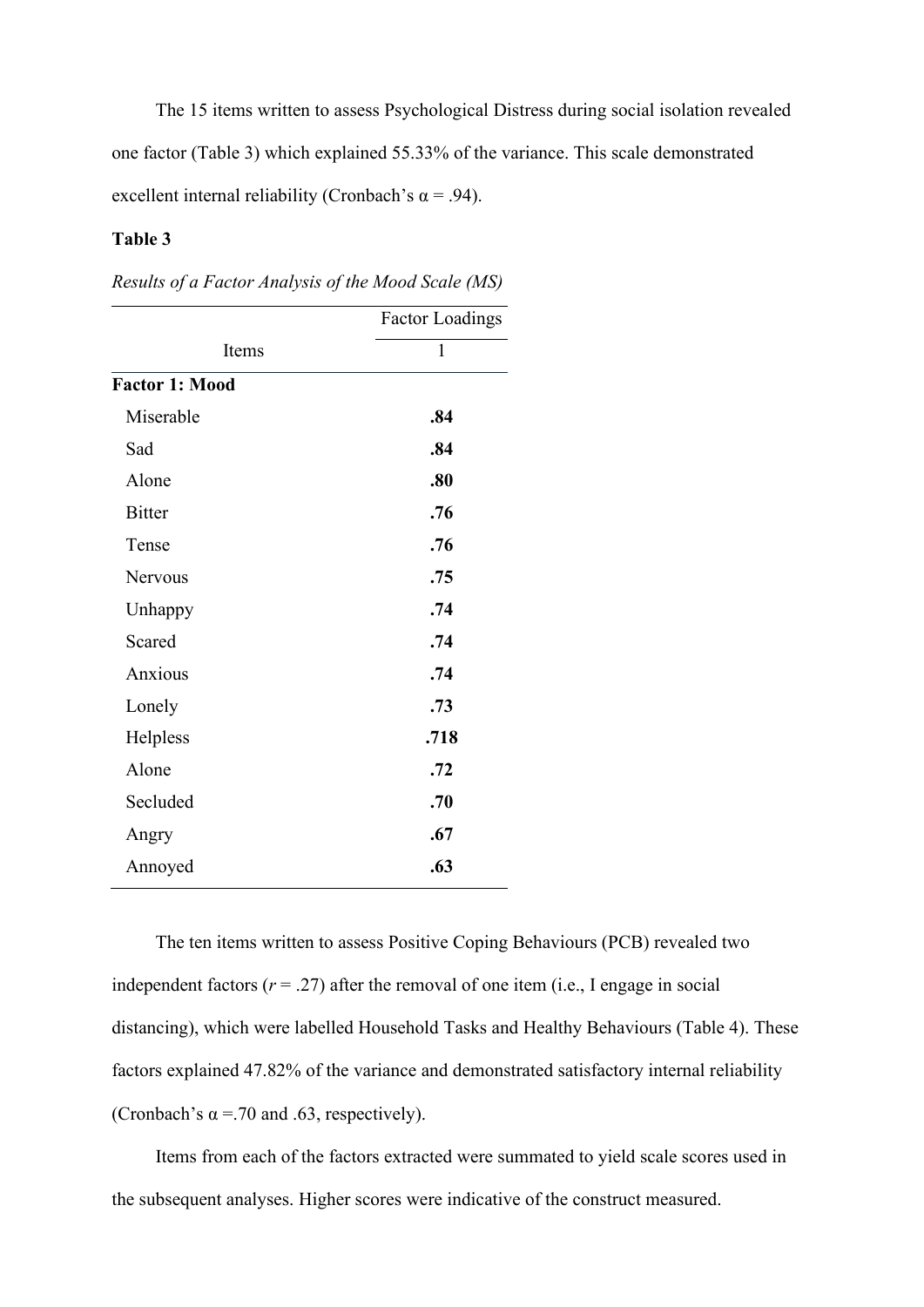The 15 items written to assess Psychological Distress during social isolation revealed one factor (Table 3) which explained 55.33% of the variance. This scale demonstrated excellent internal reliability (Cronbach's $\alpha$ = .94).

**Table 3**

*Results of a Factor Analysis of the Mood Scale (MS)*

| Items | Factor Loadings |
|---|---|
| | 1 |
| **Factor 1: Mood** | |
| Miserable | **.84** |
| Sad | **.84** |
| Alone | **.80** |
| Bitter | **.76** |
| Tense | **.76** |
| Nervous | **.75** |
| Unhappy | **.74** |
| Scared | **.74** |
| Anxious | **.74** |
| Lonely | **.73** |
| Helpless | **.718** |
| Alone | **.72** |
| Secluded | **.70** |
| Angry | **.67** |
| Annoyed | **.63** |

The ten items written to assess Positive Coping Behaviours (PCB) revealed two independent factors ($r$ = .27) after the removal of one item (i.e., I engage in social distancing), which were labelled Household Tasks and Healthy Behaviours (Table 4). These factors explained 47.82% of the variance and demonstrated satisfactory internal reliability (Cronbach's $\alpha$ =.70 and .63, respectively).

Items from each of the factors extracted were summated to yield scale scores used in the subsequent analyses. Higher scores were indicative of the construct measured.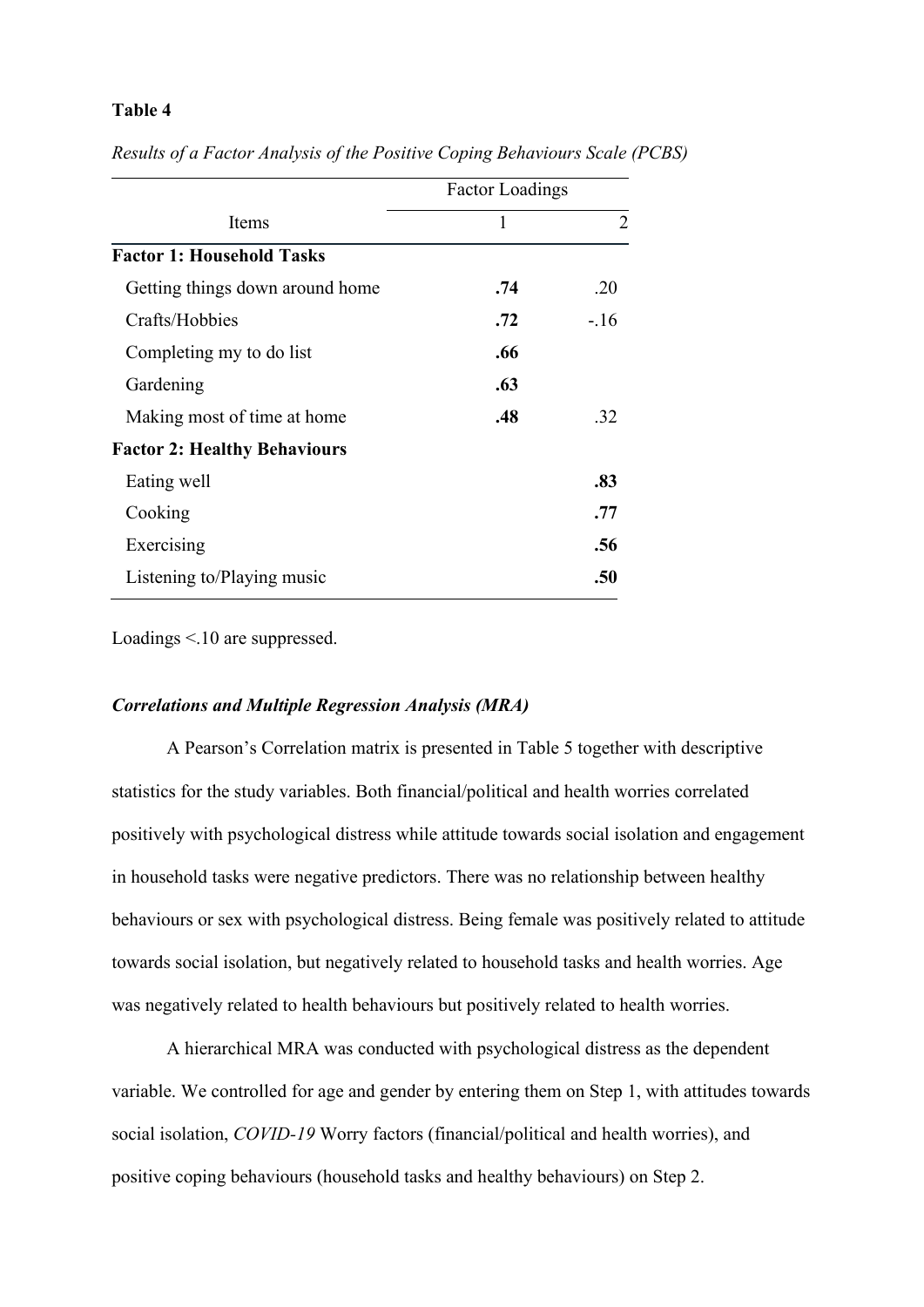**Table 4**

*Results of a Factor Analysis of the Positive Coping Behaviours Scale (PCBS)*

| Items | Factor Loadings | |
|---|---|---|
| | 1 | 2 |
| **Factor 1: Household Tasks** | | |
| Getting things down around home | **.74** | .20 |
| Crafts/Hobbies | **.72** | -.16 |
| Completing my to do list | **.66** | |
| Gardening | **.63** | |
| Making most of time at home | **.48** | .32 |
| **Factor 2: Healthy Behaviours** | | |
| Eating well | | **.83** |
| Cooking | | **.77** |
| Exercising | | **.56** |
| Listening to/Playing music | | **.50** |

Loadings <.10 are suppressed.

### *Correlations and Multiple Regression Analysis (MRA)*

A Pearson's Correlation matrix is presented in Table 5 together with descriptive statistics for the study variables. Both financial/political and health worries correlated positively with psychological distress while attitude towards social isolation and engagement in household tasks were negative predictors. There was no relationship between healthy behaviours or sex with psychological distress. Being female was positively related to attitude towards social isolation, but negatively related to household tasks and health worries. Age was negatively related to health behaviours but positively related to health worries.

A hierarchical MRA was conducted with psychological distress as the dependent variable. We controlled for age and gender by entering them on Step 1, with attitudes towards social isolation, *COVID-19* Worry factors (financial/political and health worries), and positive coping behaviours (household tasks and healthy behaviours) on Step 2.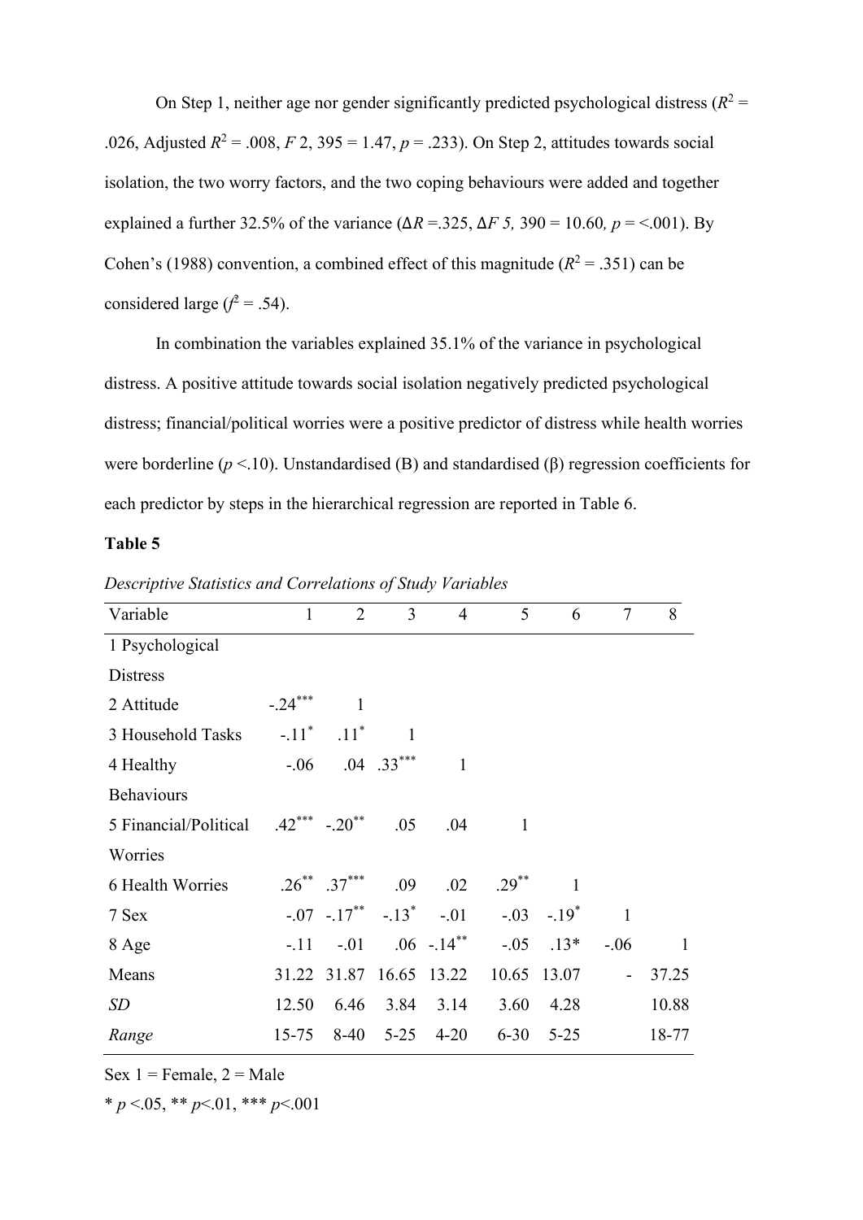On Step 1, neither age nor gender significantly predicted psychological distress ($R^2$ = .026, Adjusted $R^2$ = .008, $F$ 2, 395 = 1.47, $p$ = .233). On Step 2, attitudes towards social isolation, the two worry factors, and the two coping behaviours were added and together explained a further 32.5% of the variance ($\Delta R$ =.325, $\Delta F$ 5, 390 = 10.60, $p$ = <.001). By Cohen's (1988) convention, a combined effect of this magnitude ($R^2$ = .351) can be considered large ($f^2$ = .54).

In combination the variables explained 35.1% of the variance in psychological distress. A positive attitude towards social isolation negatively predicted psychological distress; financial/political worries were a positive predictor of distress while health worries were borderline ($p$ <.10). Unstandardised (B) and standardised (β) regression coefficients for each predictor by steps in the hierarchical regression are reported in Table 6.

**Table 5**

*Descriptive Statistics and Correlations of Study Variables*

| Variable | 1 | 2 | 3 | 4 | 5 | 6 | 7 | 8 |
|---|---|---|---|---|---|---|---|---|
| 1 Psychological Distress | | | | | | | | |
| 2 Attitude | -.24*** | 1 | | | | | | |
| 3 Household Tasks | -.11* | .11* | 1 | | | | | |
| 4 Healthy Behaviours | -.06 | .04 | .33*** | 1 | | | | |
| 5 Financial/Political Worries | .42*** | -.20** | .05 | .04 | 1 | | | |
| 6 Health Worries | .26** | .37*** | .09 | .02 | .29** | 1 | | |
| 7 Sex | -.07 | -.17** | -.13* | -.01 | -.03 | -.19* | 1 | |
| 8 Age | -.11 | -.01 | .06 | -.14** | -.05 | .13* | -.06 | 1 |
| Means | 31.22 | 31.87 | 16.65 | 13.22 | 10.65 | 13.07 | - | 37.25 |
| *SD* | 12.50 | 6.46 | 3.84 | 3.14 | 3.60 | 4.28 | | 10.88 |
| *Range* | 15-75 | 8-40 | 5-25 | 4-20 | 6-30 | 5-25 | | 18-77 |

Sex 1 = Female, 2 = Male

* $p$ <.05, ** $p$<.01, *** $p$<.001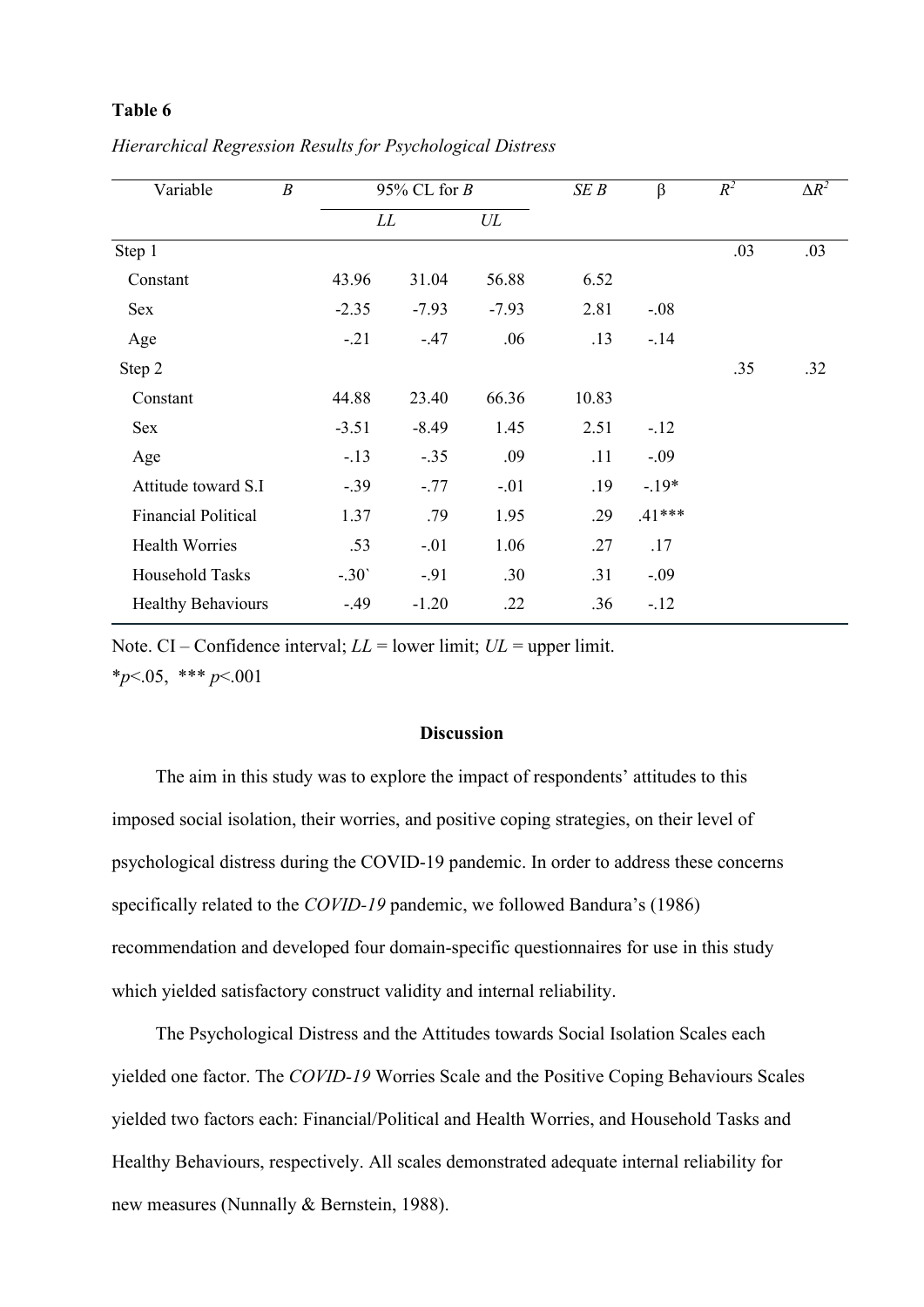**Table 6**

*Hierarchical Regression Results for Psychological Distress*

| Variable | *B* | 95% CL for *B* | | *SE B* | β | $R^2$ | $\Delta R^2$ |
|---|---|---|---|---|---|---|---|
| | | *LL* | *UL* | | | | |
| Step 1 | | | | | | .03 | .03 |
| Constant | 43.96 | 31.04 | 56.88 | 6.52 | | | |
| Sex | -2.35 | -7.93 | -7.93 | 2.81 | -.08 | | |
| Age | -.21 | -.47 | .06 | .13 | -.14 | | |
| Step 2 | | | | | | .35 | .32 |
| Constant | 44.88 | 23.40 | 66.36 | 10.83 | | | |
| Sex | -3.51 | -8.49 | 1.45 | 2.51 | -.12 | | |
| Age | -.13 | -.35 | .09 | .11 | -.09 | | |
| Attitude toward S.I | -.39 | -.77 | -.01 | .19 | -.19* | | |
| Financial Political | 1.37 | .79 | 1.95 | .29 | .41*** | | |
| Health Worries | .53 | -.01 | 1.06 | .27 | .17 | | |
| Household Tasks | -.30` | -.91 | .30 | .31 | -.09 | | |
| Healthy Behaviours | -.49 | -1.20 | .22 | .36 | -.12 | | |

Note. CI – Confidence interval; *LL* = lower limit; *UL* = upper limit.
*$p<.05$, *** $p<.001$

## Discussion

The aim in this study was to explore the impact of respondents' attitudes to this imposed social isolation, their worries, and positive coping strategies, on their level of psychological distress during the COVID-19 pandemic. In order to address these concerns specifically related to the *COVID-19* pandemic, we followed Bandura's (1986) recommendation and developed four domain-specific questionnaires for use in this study which yielded satisfactory construct validity and internal reliability.

The Psychological Distress and the Attitudes towards Social Isolation Scales each yielded one factor. The *COVID-19* Worries Scale and the Positive Coping Behaviours Scales yielded two factors each: Financial/Political and Health Worries, and Household Tasks and Healthy Behaviours, respectively. All scales demonstrated adequate internal reliability for new measures (Nunnally & Bernstein, 1988).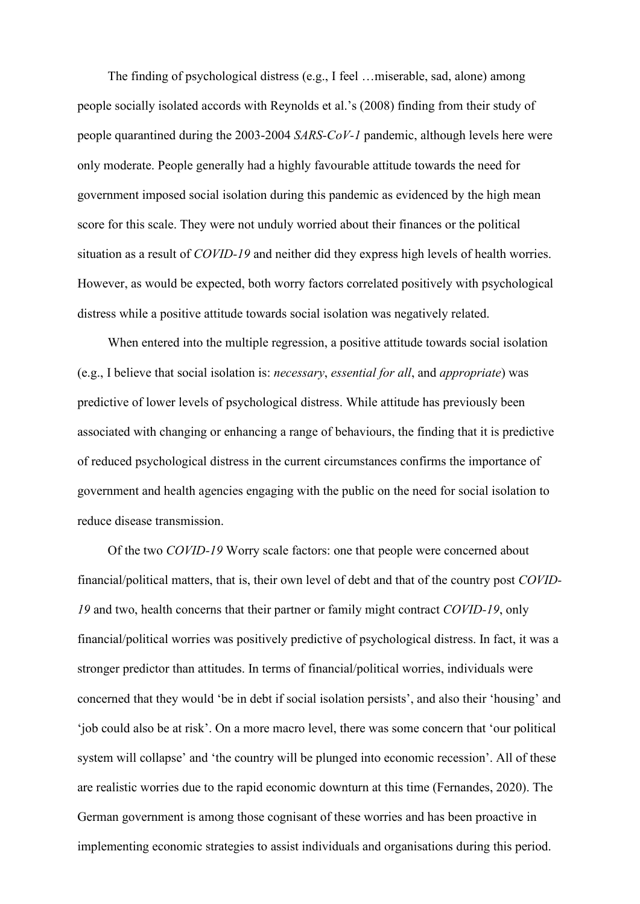The finding of psychological distress (e.g., I feel …miserable, sad, alone) among people socially isolated accords with Reynolds et al.'s (2008) finding from their study of people quarantined during the 2003-2004 *SARS-CoV-1* pandemic, although levels here were only moderate. People generally had a highly favourable attitude towards the need for government imposed social isolation during this pandemic as evidenced by the high mean score for this scale. They were not unduly worried about their finances or the political situation as a result of *COVID-19* and neither did they express high levels of health worries. However, as would be expected, both worry factors correlated positively with psychological distress while a positive attitude towards social isolation was negatively related.

When entered into the multiple regression, a positive attitude towards social isolation (e.g., I believe that social isolation is: *necessary*, *essential for all*, and *appropriate*) was predictive of lower levels of psychological distress. While attitude has previously been associated with changing or enhancing a range of behaviours, the finding that it is predictive of reduced psychological distress in the current circumstances confirms the importance of government and health agencies engaging with the public on the need for social isolation to reduce disease transmission.

Of the two *COVID-19* Worry scale factors: one that people were concerned about financial/political matters, that is, their own level of debt and that of the country post *COVID-19* and two, health concerns that their partner or family might contract *COVID-19*, only financial/political worries was positively predictive of psychological distress. In fact, it was a stronger predictor than attitudes. In terms of financial/political worries, individuals were concerned that they would 'be in debt if social isolation persists', and also their 'housing' and 'job could also be at risk'. On a more macro level, there was some concern that 'our political system will collapse' and 'the country will be plunged into economic recession'. All of these are realistic worries due to the rapid economic downturn at this time (Fernandes, 2020). The German government is among those cognisant of these worries and has been proactive in implementing economic strategies to assist individuals and organisations during this period.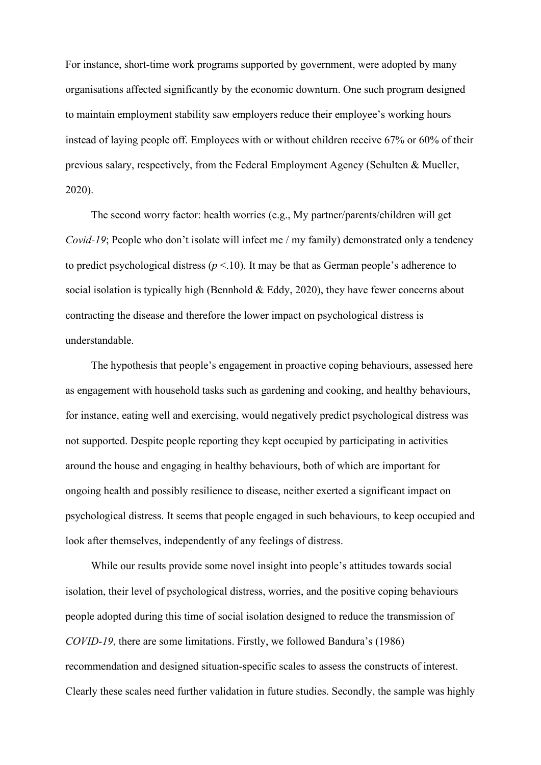For instance, short-time work programs supported by government, were adopted by many organisations affected significantly by the economic downturn. One such program designed to maintain employment stability saw employers reduce their employee's working hours instead of laying people off. Employees with or without children receive 67% or 60% of their previous salary, respectively, from the Federal Employment Agency (Schulten & Mueller, 2020).

The second worry factor: health worries (e.g., My partner/parents/children will get *Covid-19*; People who don't isolate will infect me / my family) demonstrated only a tendency to predict psychological distress ($p$ <.10). It may be that as German people's adherence to social isolation is typically high (Bennhold & Eddy, 2020), they have fewer concerns about contracting the disease and therefore the lower impact on psychological distress is understandable.

The hypothesis that people's engagement in proactive coping behaviours, assessed here as engagement with household tasks such as gardening and cooking, and healthy behaviours, for instance, eating well and exercising, would negatively predict psychological distress was not supported. Despite people reporting they kept occupied by participating in activities around the house and engaging in healthy behaviours, both of which are important for ongoing health and possibly resilience to disease, neither exerted a significant impact on psychological distress. It seems that people engaged in such behaviours, to keep occupied and look after themselves, independently of any feelings of distress.

While our results provide some novel insight into people's attitudes towards social isolation, their level of psychological distress, worries, and the positive coping behaviours people adopted during this time of social isolation designed to reduce the transmission of *COVID-19*, there are some limitations. Firstly, we followed Bandura's (1986) recommendation and designed situation-specific scales to assess the constructs of interest. Clearly these scales need further validation in future studies. Secondly, the sample was highly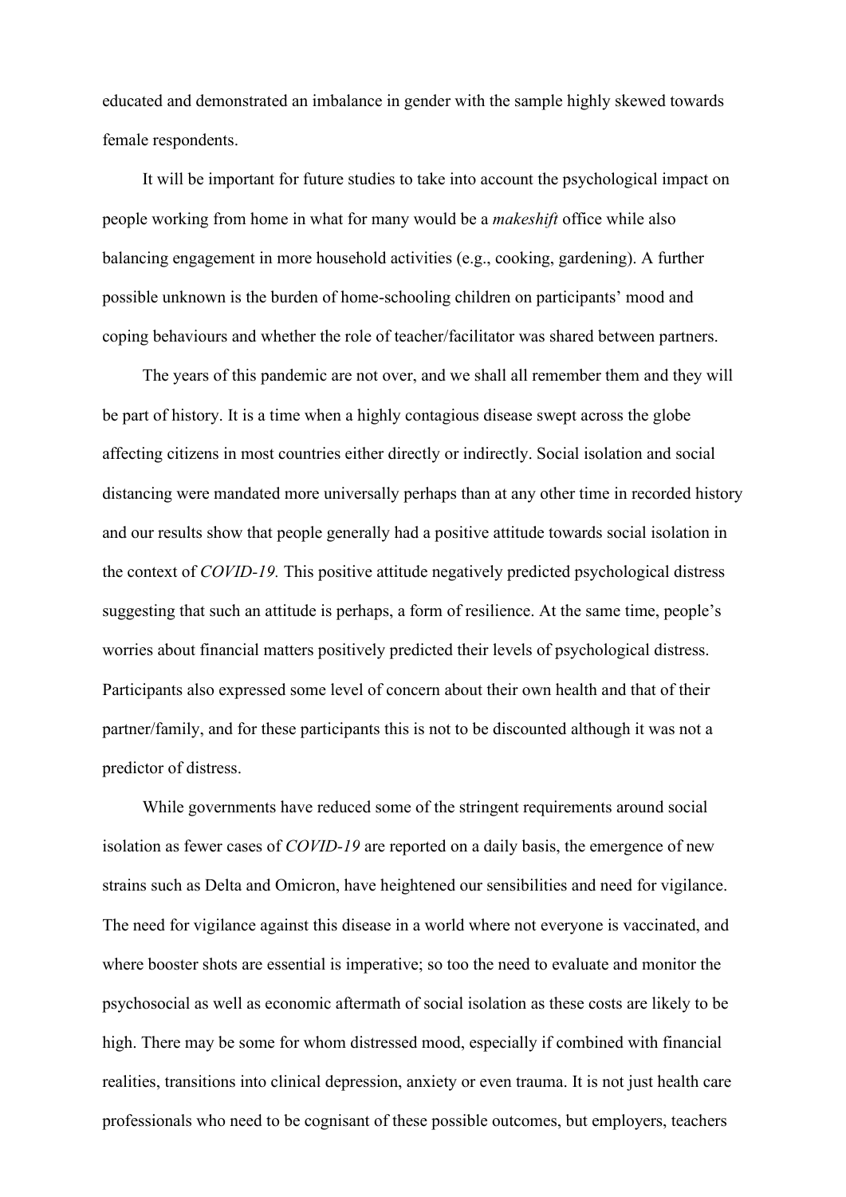educated and demonstrated an imbalance in gender with the sample highly skewed towards female respondents.

It will be important for future studies to take into account the psychological impact on people working from home in what for many would be a *makeshift* office while also balancing engagement in more household activities (e.g., cooking, gardening). A further possible unknown is the burden of home-schooling children on participants' mood and coping behaviours and whether the role of teacher/facilitator was shared between partners.

The years of this pandemic are not over, and we shall all remember them and they will be part of history. It is a time when a highly contagious disease swept across the globe affecting citizens in most countries either directly or indirectly. Social isolation and social distancing were mandated more universally perhaps than at any other time in recorded history and our results show that people generally had a positive attitude towards social isolation in the context of *COVID-19.* This positive attitude negatively predicted psychological distress suggesting that such an attitude is perhaps, a form of resilience. At the same time, people's worries about financial matters positively predicted their levels of psychological distress. Participants also expressed some level of concern about their own health and that of their partner/family, and for these participants this is not to be discounted although it was not a predictor of distress.

While governments have reduced some of the stringent requirements around social isolation as fewer cases of *COVID-19* are reported on a daily basis, the emergence of new strains such as Delta and Omicron, have heightened our sensibilities and need for vigilance. The need for vigilance against this disease in a world where not everyone is vaccinated, and where booster shots are essential is imperative; so too the need to evaluate and monitor the psychosocial as well as economic aftermath of social isolation as these costs are likely to be high. There may be some for whom distressed mood, especially if combined with financial realities, transitions into clinical depression, anxiety or even trauma. It is not just health care professionals who need to be cognisant of these possible outcomes, but employers, teachers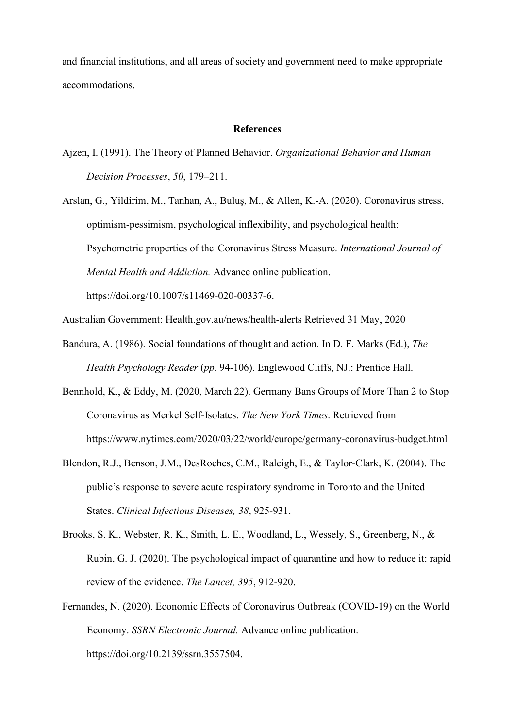and financial institutions, and all areas of society and government need to make appropriate accommodations.

## References

Ajzen, I. (1991). The Theory of Planned Behavior. *Organizational Behavior and Human Decision Processes*, *50*, 179–211.

Arslan, G., Yildirim, M., Tanhan, A., Buluş, M., & Allen, K.-A. (2020). Coronavirus stress, optimism-pessimism, psychological inflexibility, and psychological health: Psychometric properties of the Coronavirus Stress Measure. *International Journal of Mental Health and Addiction.* Advance online publication. https://doi.org/10.1007/s11469-020-00337-6.

Australian Government: Health.gov.au/news/health-alerts Retrieved 31 May, 2020

Bandura, A. (1986). Social foundations of thought and action. In D. F. Marks (Ed.), *The Health Psychology Reader* (*pp*. 94-106). Englewood Cliffs, NJ.: Prentice Hall.

Bennhold, K., & Eddy, M. (2020, March 22). Germany Bans Groups of More Than 2 to Stop Coronavirus as Merkel Self-Isolates. *The New York Times*. Retrieved from https://www.nytimes.com/2020/03/22/world/europe/germany-coronavirus-budget.html

Blendon, R.J., Benson, J.M., DesRoches, C.M., Raleigh, E., & Taylor-Clark, K. (2004). The public's response to severe acute respiratory syndrome in Toronto and the United States. *Clinical Infectious Diseases, 38*, 925-931.

Brooks, S. K., Webster, R. K., Smith, L. E., Woodland, L., Wessely, S., Greenberg, N., & Rubin, G. J. (2020). The psychological impact of quarantine and how to reduce it: rapid review of the evidence. *The Lancet, 395*, 912-920.

Fernandes, N. (2020). Economic Effects of Coronavirus Outbreak (COVID-19) on the World Economy. *SSRN Electronic Journal.* Advance online publication. https://doi.org/10.2139/ssrn.3557504.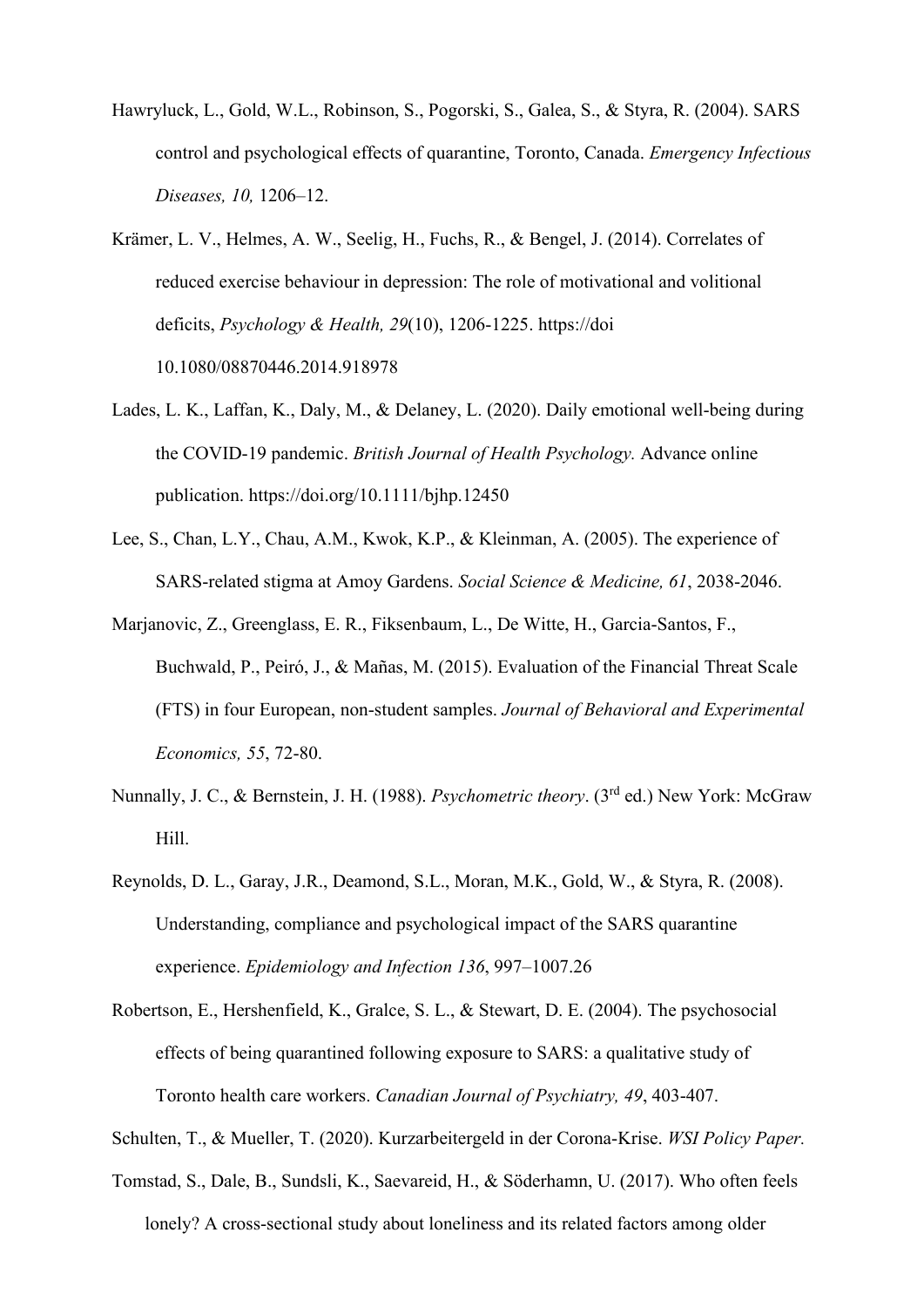Hawryluck, L., Gold, W.L., Robinson, S., Pogorski, S., Galea, S., & Styra, R. (2004). SARS control and psychological effects of quarantine, Toronto, Canada. *Emergency Infectious Diseases, 10,* 1206–12.

Krämer, L. V., Helmes, A. W., Seelig, H., Fuchs, R., & Bengel, J. (2014). Correlates of reduced exercise behaviour in depression: The role of motivational and volitional deficits, *Psychology & Health, 29*(10), 1206-1225. https://doi 10.1080/08870446.2014.918978

Lades, L. K., Laffan, K., Daly, M., & Delaney, L. (2020). Daily emotional well-being during the COVID-19 pandemic. *British Journal of Health Psychology.* Advance online publication. https://doi.org/10.1111/bjhp.12450

Lee, S., Chan, L.Y., Chau, A.M., Kwok, K.P., & Kleinman, A. (2005). The experience of SARS-related stigma at Amoy Gardens. *Social Science & Medicine, 61*, 2038-2046.

Marjanovic, Z., Greenglass, E. R., Fiksenbaum, L., De Witte, H., Garcia-Santos, F., Buchwald, P., Peiró, J., & Mañas, M. (2015). Evaluation of the Financial Threat Scale (FTS) in four European, non-student samples. *Journal of Behavioral and Experimental Economics, 55*, 72-80.

Nunnally, J. C., & Bernstein, J. H. (1988). *Psychometric theory*. (3rd ed.) New York: McGraw Hill.

Reynolds, D. L., Garay, J.R., Deamond, S.L., Moran, M.K., Gold, W., & Styra, R. (2008). Understanding, compliance and psychological impact of the SARS quarantine experience. *Epidemiology and Infection 136*, 997–1007.26

Robertson, E., Hershenfield, K., Gralce, S. L., & Stewart, D. E. (2004). The psychosocial effects of being quarantined following exposure to SARS: a qualitative study of Toronto health care workers. *Canadian Journal of Psychiatry, 49*, 403-407.

Schulten, T., & Mueller, T. (2020). Kurzarbeitergeld in der Corona-Krise. *WSI Policy Paper.*

Tomstad, S., Dale, B., Sundsli, K., Saevareid, H., & Söderhamn, U. (2017). Who often feels lonely? A cross-sectional study about loneliness and its related factors among older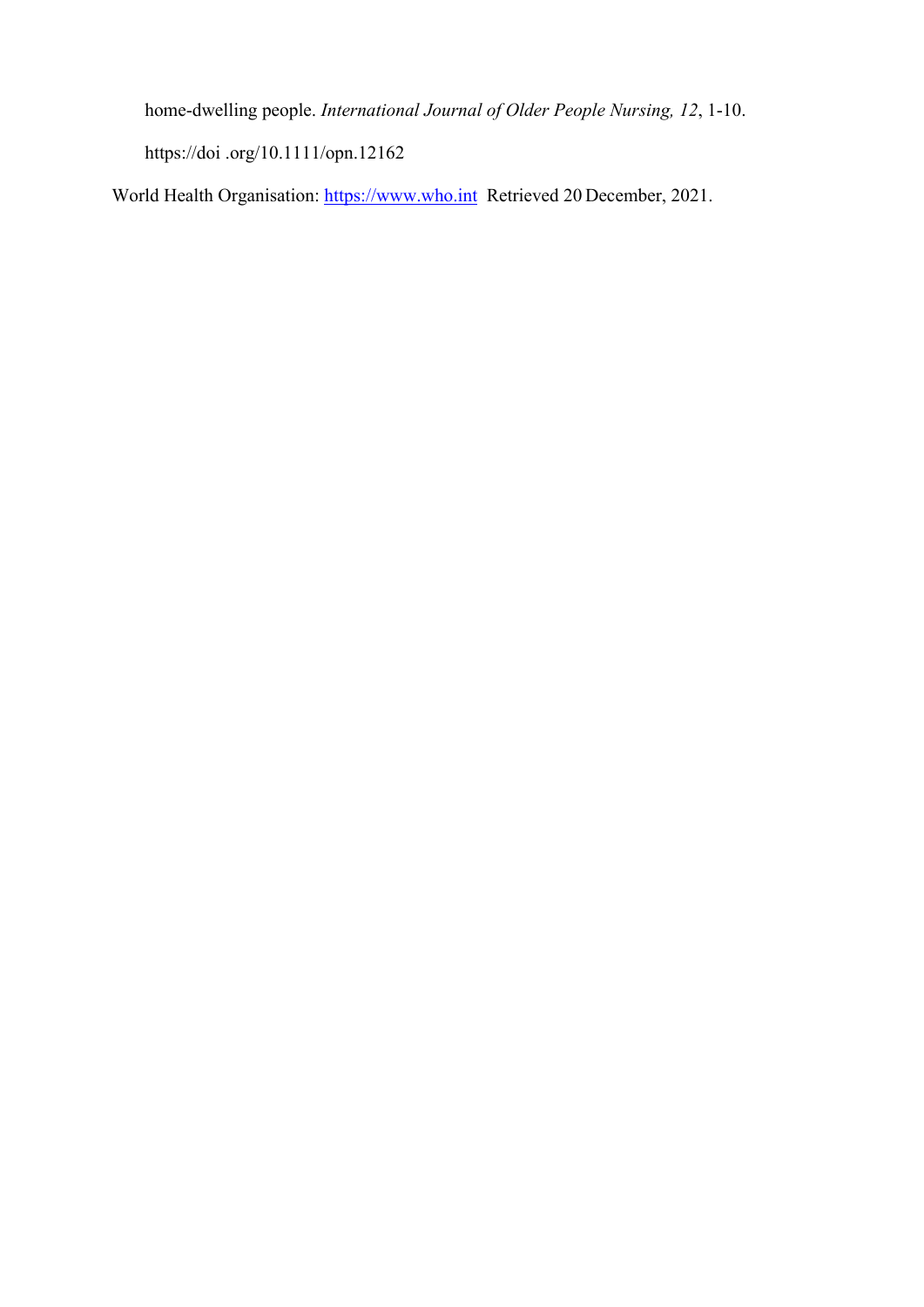home-dwelling people. *International Journal of Older People Nursing, 12*, 1-10. https://doi .org/10.1111/opn.12162

World Health Organisation: https://www.who.int Retrieved 20 December, 2021.